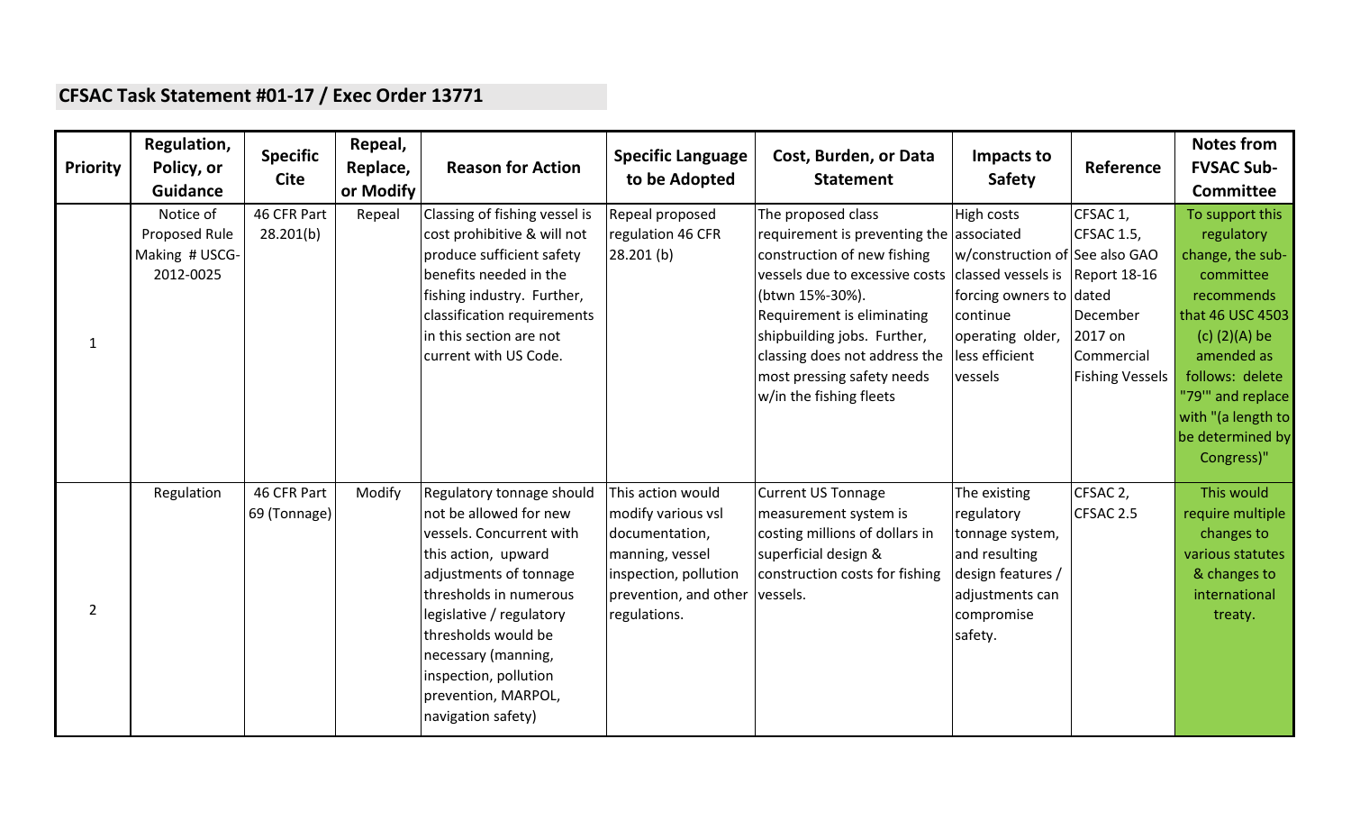## CFSAC Task Statement #01-17 / Exec Order 13771

| Priority | Regulation, Policy, or Guidance | Specific Cite | Repeal, Replace, or Modify | Reason for Action | Specific Language to be Adopted | Cost, Burden, or Data Statement | Impacts to Safety | Reference | Notes from FVSAC Sub-Committee |
|---|---|---|---|---|---|---|---|---|---|
| 1 | Notice of Proposed Rule Making # USCG-2012-0025 | 46 CFR Part 28.201(b) | Repeal | Classing of fishing vessel is cost prohibitive & will not produce sufficient safety benefits needed in the fishing industry. Further, classification requirements in this section are not current with US Code. | Repeal proposed regulation 46 CFR 28.201 (b) | The proposed class requirement is preventing the construction of new fishing vessels due to excessive costs (btwn 15%-30%). Requirement is eliminating shipbuilding jobs. Further, classing does not address the most pressing safety needs w/in the fishing fleets | High costs associated w/construction of classed vessels is forcing owners to continue operating older, less efficient vessels | CFSAC 1, CFSAC 1.5, See also GAO Report 18-16 dated December 2017 on Commercial Fishing Vessels | To support this regulatory change, the sub-committee recommends that 46 USC 4503 (c) (2)(A) be amended as follows: delete "79'" and replace with "(a length to be determined by Congress)" |
| 2 | Regulation | 46 CFR Part 69 (Tonnage) | Modify | Regulatory tonnage should not be allowed for new vessels. Concurrent with this action, upward adjustments of tonnage thresholds in numerous legislative / regulatory thresholds would be necessary (manning, inspection, pollution prevention, MARPOL, navigation safety) | This action would modify various vsl documentation, manning, vessel inspection, pollution prevention, and other regulations. | Current US Tonnage measurement system is costing millions of dollars in superficial design & construction costs for fishing vessels. | The existing regulatory tonnage system, and resulting design features / adjustments can compromise safety. | CFSAC 2, CFSAC 2.5 | This would require multiple changes to various statutes & changes to international treaty. |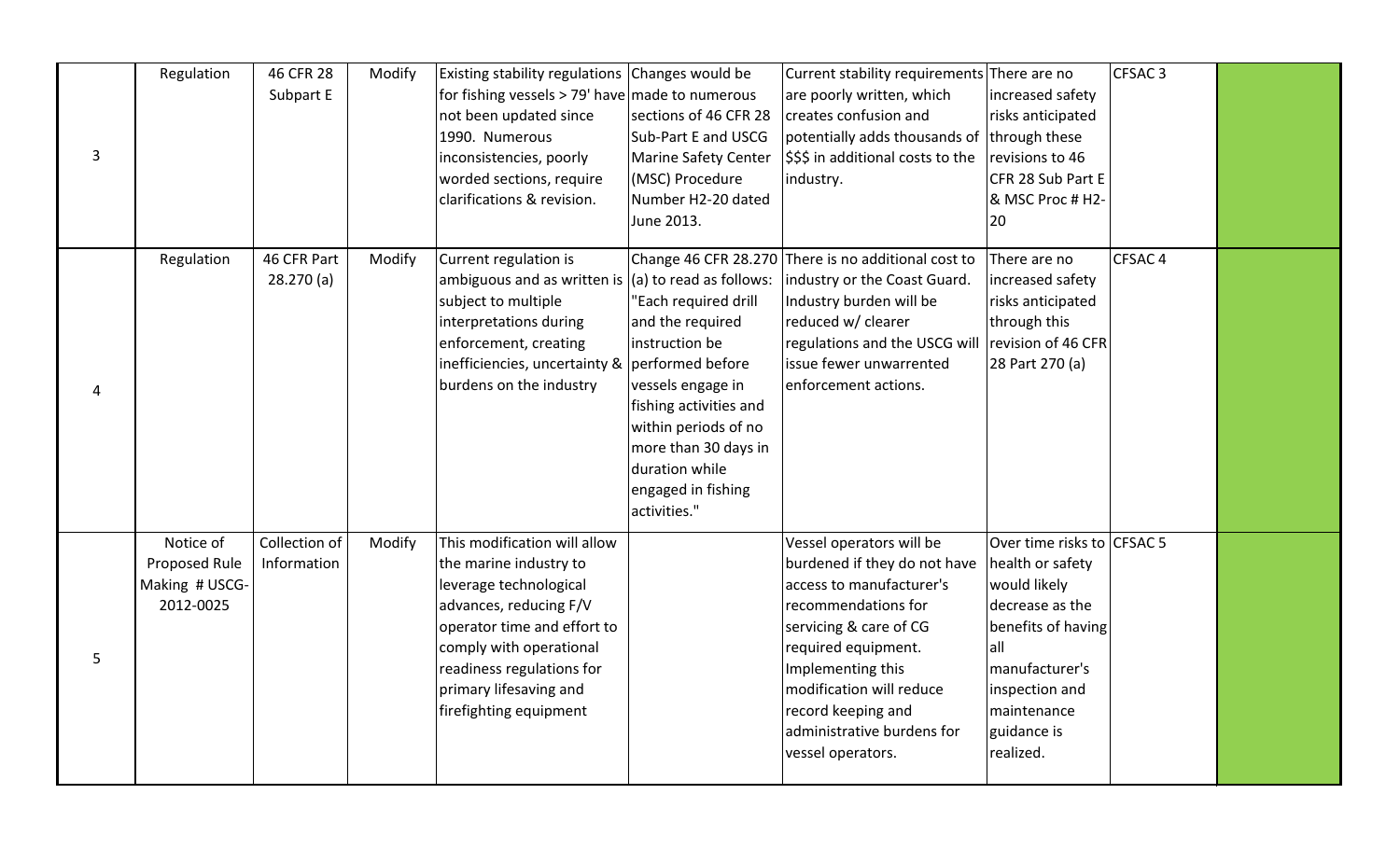| | | | | | | | | | |
|---|---|---|---|---|---|---|---|---|---|
| 3 | Regulation | 46 CFR 28 Subpart E | Modify | Existing stability regulations for fishing vessels > 79' have not been updated since 1990. Numerous inconsistencies, poorly worded sections, require clarifications & revision. | Changes would be made to numerous sections of 46 CFR 28 Sub-Part E and USCG Marine Safety Center (MSC) Procedure Number H2-20 dated June 2013. | Current stability requirements are poorly written, which creates confusion and potentially adds thousands of $$$ in additional costs to the industry. | There are no increased safety risks anticipated through these revisions to 46 CFR 28 Sub Part E & MSC Proc # H2-20 | CFSAC 3 | |
| 4 | Regulation | 46 CFR Part 28.270 (a) | Modify | Current regulation is ambiguous and as written is subject to multiple interpretations during enforcement, creating inefficiencies, uncertainty & burdens on the industry | Change 46 CFR 28.270 (a) to read as follows: "Each required drill and the required instruction be performed before vessels engage in fishing activities and within periods of no more than 30 days in duration while engaged in fishing activities." | There is no additional cost to industry or the Coast Guard. Industry burden will be reduced w/ clearer regulations and the USCG will issue fewer unwarrented enforcement actions. | There are no increased safety risks anticipated through this revision of 46 CFR 28 Part 270 (a) | CFSAC 4 | |
| 5 | Notice of Proposed Rule Making # USCG-2012-0025 | Collection of Information | Modify | This modification will allow the marine industry to leverage technological advances, reducing F/V operator time and effort to comply with operational readiness regulations for primary lifesaving and firefighting equipment | | Vessel operators will be burdened if they do not have access to manufacturer's recommendations for servicing & care of CG required equipment. Implementing this modification will reduce record keeping and administrative burdens for vessel operators. | Over time risks to health or safety would likely decrease as the benefits of having all manufacturer's inspection and maintenance guidance is realized. | CFSAC 5 | |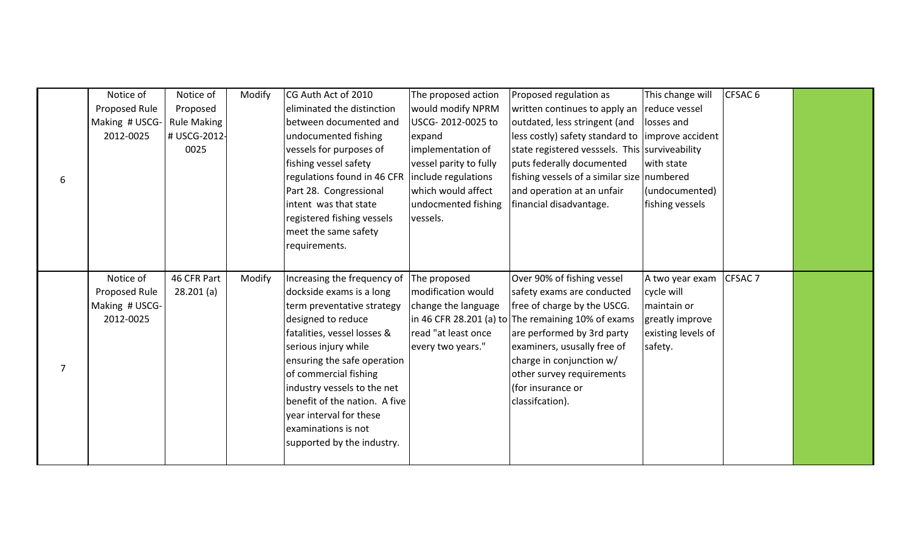| | | | | | | | | | |
|---|---|---|---|---|---|---|---|---|---|
| 6 | Notice of Proposed Rule Making # USCG-2012-0025 | Notice of Proposed Rule Making # USCG-2012-0025 | Modify | CG Auth Act of 2010 eliminated the distinction between documented and undocumented fishing vessels for purposes of fishing vessel safety regulations found in 46 CFR Part 28. Congressional intent was that state registered fishing vessels meet the same safety requirements. | The proposed action would modify NPRM USCG- 2012-0025 to expand implementation of vessel parity to fully include regulations which would affect undocmented fishing vessels. | Proposed regulation as written continues to apply an outdated, less stringent (and less costly) safety standard to state registered vesssels. This puts federally documented fishing vessels of a similar size and operation at an unfair financial disadvantage. | This change will reduce vessel losses and improve accident surviveability with state numbered (undocumented) fishing vessels | CFSAC 6 | |
| 7 | Notice of Proposed Rule Making # USCG-2012-0025 | 46 CFR Part 28.201 (a) | Modify | Increasing the frequency of dockside exams is a long term preventative strategy designed to reduce fatalities, vessel losses & serious injury while ensuring the safe operation of commercial fishing industry vessels to the net benefit of the nation. A five year interval for these examinations is not supported by the industry. | The proposed modification would change the language in 46 CFR 28.201 (a) to read "at least once every two years." | Over 90% of fishing vessel safety exams are conducted free of charge by the USCG. The remaining 10% of exams are performed by 3rd party examiners, ususally free of charge in conjunction w/ other survey requirements (for insurance or classifcation). | A two year exam cycle will maintain or greatly improve existing levels of safety. | CFSAC 7 | |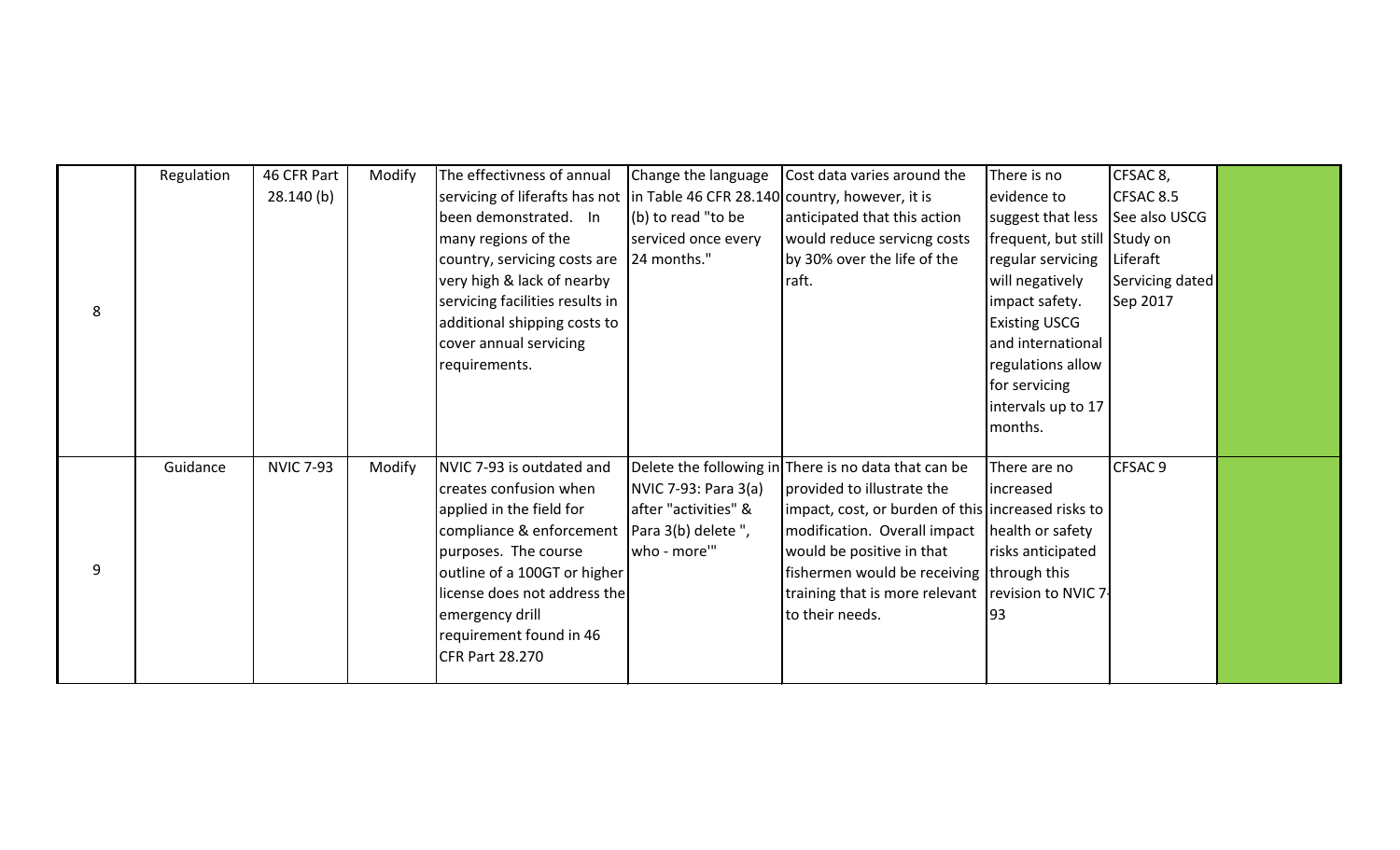| 8 | Regulation | 46 CFR Part 28.140 (b) | Modify | The effectivness of annual servicing of liferafts has not been demonstrated. In many regions of the country, servicing costs are very high & lack of nearby servicing facilities results in additional shipping costs to cover annual servicing requirements. | Change the language in Table 46 CFR 28.140 (b) to read "to be serviced once every 24 months." | Cost data varies around the country, however, it is anticipated that this action would reduce servicng costs by 30% over the life of the raft. | There is no evidence to suggest that less frequent, but still regular servicing will negatively impact safety. Existing USCG and international regulations allow for servicing intervals up to 17 months. | CFSAC 8, CFSAC 8.5 See also USCG Study on Liferaft Servicing dated Sep 2017 | |
|---|---|---|---|---|---|---|---|---|---|
| 9 | Guidance | NVIC 7-93 | Modify | NVIC 7-93 is outdated and creates confusion when applied in the field for compliance & enforcement purposes. The course outline of a 100GT or higher license does not address the emergency drill requirement found in 46 CFR Part 28.270 | Delete the following in NVIC 7-93: Para 3(a) after "activities" & Para 3(b) delete ", who - more'" | There is no data that can be provided to illustrate the impact, cost, or burden of this modification. Overall impact would be positive in that fishermen would be receiving training that is more relevant to their needs. | There are no increased risks to health or safety risks anticipated through this revision to NVIC 7-93 | CFSAC 9 | |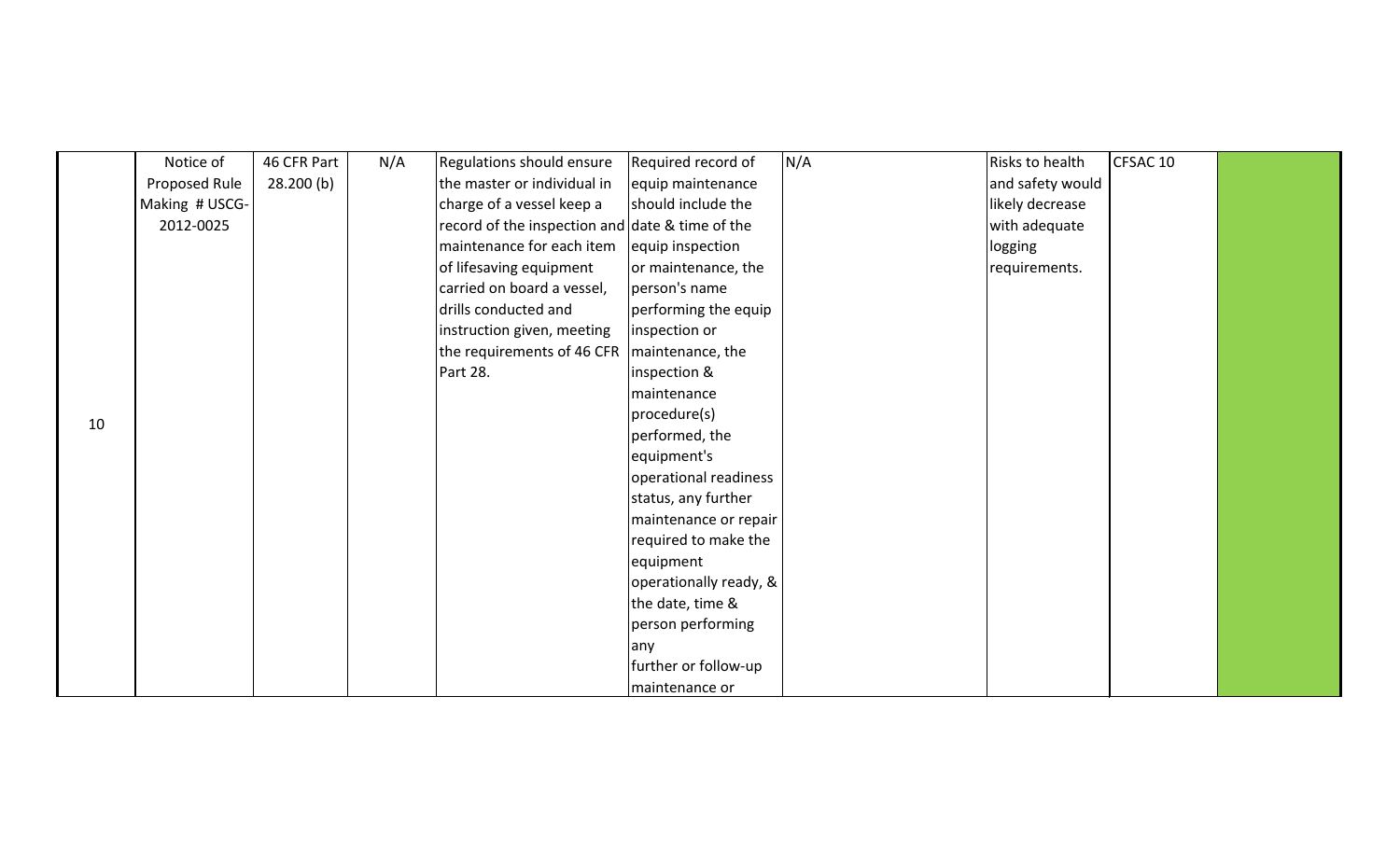| | | | | | | | | | |
|---|---|---|---|---|---|---|---|---|---|
| 10 | Notice of Proposed Rule Making # USCG-2012-0025 | 46 CFR Part 28.200 (b) | N/A | Regulations should ensure the master or individual in charge of a vessel keep a record of the inspection and maintenance for each item of lifesaving equipment carried on board a vessel, drills conducted and instruction given, meeting the requirements of 46 CFR Part 28. | Required record of equip maintenance should include the date & time of the equip inspection or maintenance, the person's name performing the equip inspection or maintenance, the inspection & maintenance procedure(s) performed, the equipment's operational readiness status, any further maintenance or repair required to make the equipment operationally ready, & the date, time & person performing any further or follow-up maintenance or | N/A | Risks to health and safety would likely decrease with adequate logging requirements. | CFSAC 10 | |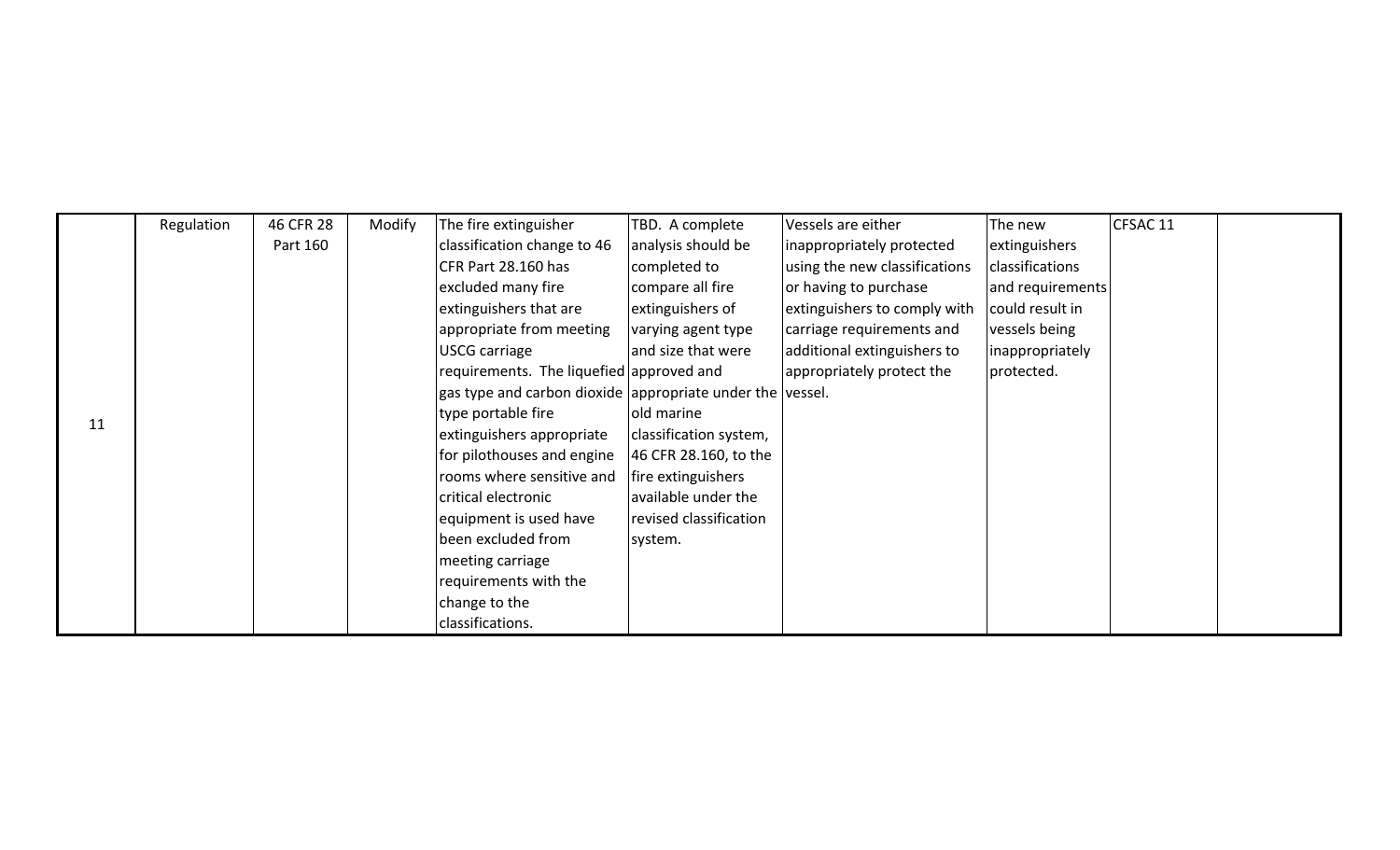| | | | | | | | | | |
|---|---|---|---|---|---|---|---|---|---|
| 11 | Regulation | 46 CFR 28 Part 160 | Modify | The fire extinguisher classification change to 46 CFR Part 28.160 has excluded many fire extinguishers that are appropriate from meeting USCG carriage requirements. The liquefied gas type and carbon dioxide type portable fire extinguishers appropriate for pilothouses and engine rooms where sensitive and critical electronic equipment is used have been excluded from meeting carriage requirements with the change to the classifications. | TBD. A complete analysis should be completed to compare all fire extinguishers of varying agent type and size that were approved and appropriate under the old marine classification system, 46 CFR 28.160, to the fire extinguishers available under the revised classification system. | Vessels are either inappropriately protected using the new classifications or having to purchase extinguishers to comply with carriage requirements and additional extinguishers to appropriately protect the vessel. | The new extinguishers classifications and requirements could result in vessels being inappropriately protected. | CFSAC 11 | |